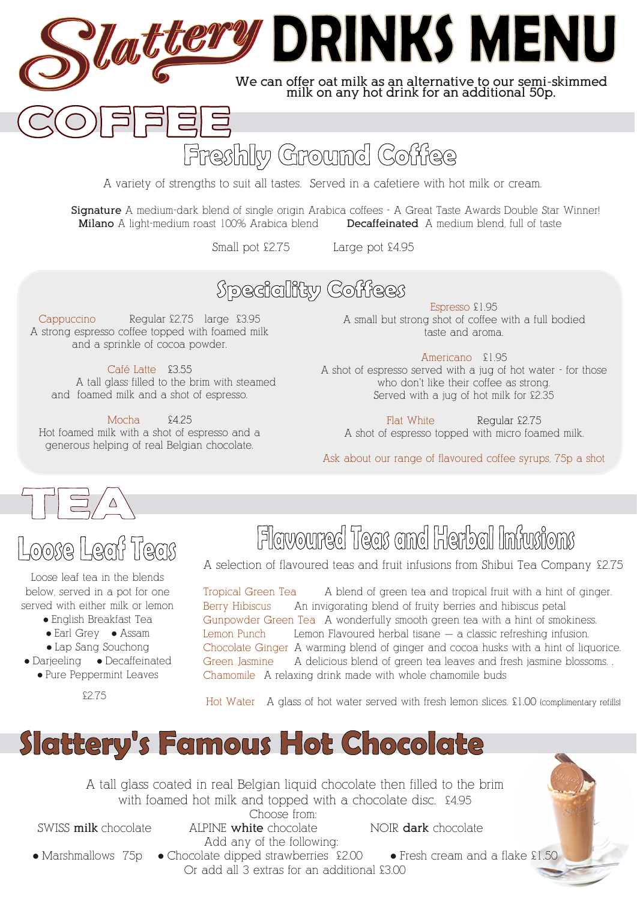# Slattery DRINKS MENU

We can offer oat milk as an alternative to our semi-skimmed milk on any hot drink for an additional 50p.

## COFFEE

### Freshly Ground Coffee

A variety of strengths to suit all tastes. Served in a cafetiere with hot milk or cream.

**Signature** A medium-dark blend of single origin Arabica coffees - A Great Taste Awards Double Star Winner!
**Milano** A light-medium roast 100% Arabica blend **Decaffeinated** A medium blend, full of taste

Small pot £2.75 Large pot £4.95

### Speciality Coffees

Cappuccino Regular £2.75 large £3.95
A strong espresso coffee topped with foamed milk and a sprinkle of cocoa powder.

Café Latte £3.55
A tall glass filled to the brim with steamed and foamed milk and a shot of espresso.

Mocha £4.25
Hot foamed milk with a shot of espresso and a generous helping of real Belgian chocolate.

Espresso £1.95
A small but strong shot of coffee with a full bodied taste and aroma.

Americano £1.95
A shot of espresso served with a jug of hot water - for those who don't like their coffee as strong.
Served with a jug of hot milk for £2.35

Flat White Regular £2.75
A shot of espresso topped with micro foamed milk.

Ask about our range of flavoured coffee syrups, 75p a shot

## TEA

### Loose Leaf Teas

Loose leaf tea in the blends below, served in a pot for one served with either milk or lemon

- English Breakfast Tea
- Earl Grey
- Assam
- Lap Sang Souchong
- Darjeeling
- Decaffeinated
- Pure Peppermint Leaves

£2.75

### Flavoured Teas and Herbal Infusions

A selection of flavoured teas and fruit infusions from Shibui Tea Company £2.75

Tropical Green Tea A blend of green tea and tropical fruit with a hint of ginger.
Berry Hibiscus An invigorating blend of fruity berries and hibiscus petal
Gunpowder Green Tea A wonderfully smooth green tea with a hint of smokiness.
Lemon Punch Lemon Flavoured herbal tisane — a classic refreshing infusion.
Chocolate Ginger A warming blend of ginger and cocoa husks with a hint of liquorice.
Green Jasmine A delicious blend of green tea leaves and fresh jasmine blossoms. .
Chamomile A relaxing drink made with whole chamomile buds

Hot Water A glass of hot water served with fresh lemon slices. £1.00 (complimentary refills)

## Slattery's Famous Hot Chocolate

A tall glass coated in real Belgian liquid chocolate then filled to the brim with foamed hot milk and topped with a chocolate disc. £4.95

Choose from:

SWISS **milk** chocolate ALPINE **white** chocolate NOIR **dark** chocolate

Add any of the following:

- Marshmallows 75p
- Chocolate dipped strawberries £2.00
- Fresh cream and a flake £1.50

Or add all 3 extras for an additional £3.00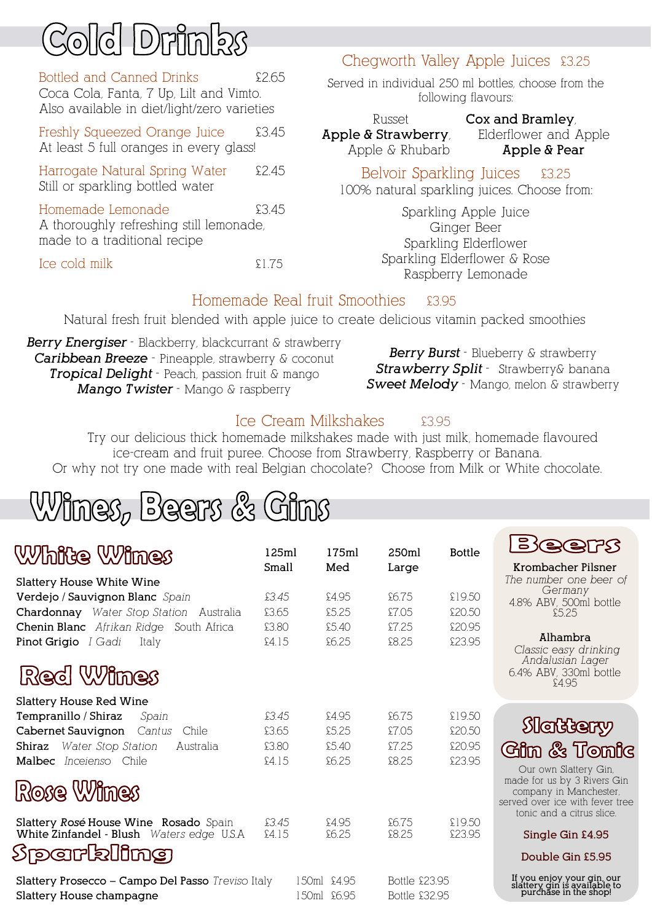# Cold Drinks

**Bottled and Canned Drinks** £2.65
Coca Cola, Fanta, 7 Up, Lilt and Vimto.
Also available in diet/light/zero varieties

**Freshly Squeezed Orange Juice** £3.45
At least 5 full oranges in every glass!

**Harrogate Natural Spring Water** £2.45
Still or sparkling bottled water

**Homemade Lemonade** £3.45
A thoroughly refreshing still lemonade, made to a traditional recipe

**Ice cold milk** £1.75

## Chegworth Valley Apple Juices £3.25

Served in individual 250 ml bottles, choose from the following flavours:

Russet, **Cox and Bramley**, **Apple & Strawberry**, Elderflower and Apple, Apple & Rhubarb, **Apple & Pear**

## Belvoir Sparkling Juices £3.25

100% natural sparkling juices. Choose from:

Sparkling Apple Juice
Ginger Beer
Sparkling Elderflower
Sparkling Elderflower & Rose
Raspberry Lemonade

## Homemade Real fruit Smoothies £3.95

Natural fresh fruit blended with apple juice to create delicious vitamin packed smoothies

***Berry Energiser*** - Blackberry, blackcurrant & strawberry
***Caribbean Breeze*** - Pineapple, strawberry & coconut
***Tropical Delight*** - Peach, passion fruit & mango
***Mango Twister*** - Mango & raspberry
***Berry Burst*** - Blueberry & strawberry
***Strawberry Split*** - Strawberry& banana
***Sweet Melody*** - Mango, melon & strawberry

## Ice Cream Milkshakes £3.95

Try our delicious thick homemade milkshakes made with just milk, homemade flavoured ice-cream and fruit puree. Choose from Strawberry, Raspberry or Banana.
Or why not try one made with real Belgian chocolate? Choose from Milk or White chocolate.

# Wines, Beers & Gins

## White Wines

| | 125ml Small | 175ml Med | 250ml Large | Bottle |
|---|---|---|---|---|
| **Slattery House White Wine** | | | | |
| **Verdejo / Sauvignon Blanc** *Spain* | *£3.45* | £4.95 | £6.75 | £19.50 |
| **Chardonnay** *Water Stop Station* Australia | £3.65 | £5.25 | £7.05 | £20.50 |
| **Chenin Blanc** *Afrikan Ridge* South Africa | £3.80 | £5.40 | £7.25 | £20.95 |
| **Pinot Grigio** *I Gadi* Italy | £4.15 | £6.25 | £8.25 | £23.95 |

## Red Wines

| | 125ml Small | 175ml Med | 250ml Large | Bottle |
|---|---|---|---|---|
| **Slattery House Red Wine** | | | | |
| **Tempranillo / Shiraz** *Spain* | *£3.45* | £4.95 | £6.75 | £19.50 |
| **Cabernet Sauvignon** *Cantus* Chile | £3.65 | £5.25 | £7.05 | £20.50 |
| **Shiraz** *Water Stop Station* Australia | £3.80 | £5.40 | £7.25 | £20.95 |
| **Malbec** *Inceienso* Chile | £4.15 | £6.25 | £8.25 | £23.95 |

## Rose Wines

| | 125ml Small | 175ml Med | 250ml Large | Bottle |
|---|---|---|---|---|
| **Slattery *Rosé* House Wine** **Rosado** Spain | *£3.45* | £4.95 | £6.75 | £19.50 |
| **White Zinfandel - Blush** *Waters edge* U.S.A | £4.15 | £6.25 | £8.25 | £23.95 |

## Sparkling

| | 150ml | Bottle |
|---|---|---|
| **Slattery Prosecco – Campo Del Passo** *Treviso* Italy | £4.95 | £23.95 |
| **Slattery House champagne** | £6.95 | £32.95 |

## Beers

**Krombacher Pilsner**
*The number one beer of Germany*
4.8% ABV, 500ml bottle
£5.25

**Alhambra**
*Classic easy drinking Andalusian Lager*
6.4% ABV, 330ml bottle
£4.95

## Slattery Gin & Tonic

Our own Slattery Gin, made for us by 3 Rivers Gin company in Manchester, served over ice with fever tree tonic and a citrus slice.

**Single Gin £4.95**

**Double Gin £5.95**

**If you enjoy your gin, our slattery gin is available to purchase in the shop!**